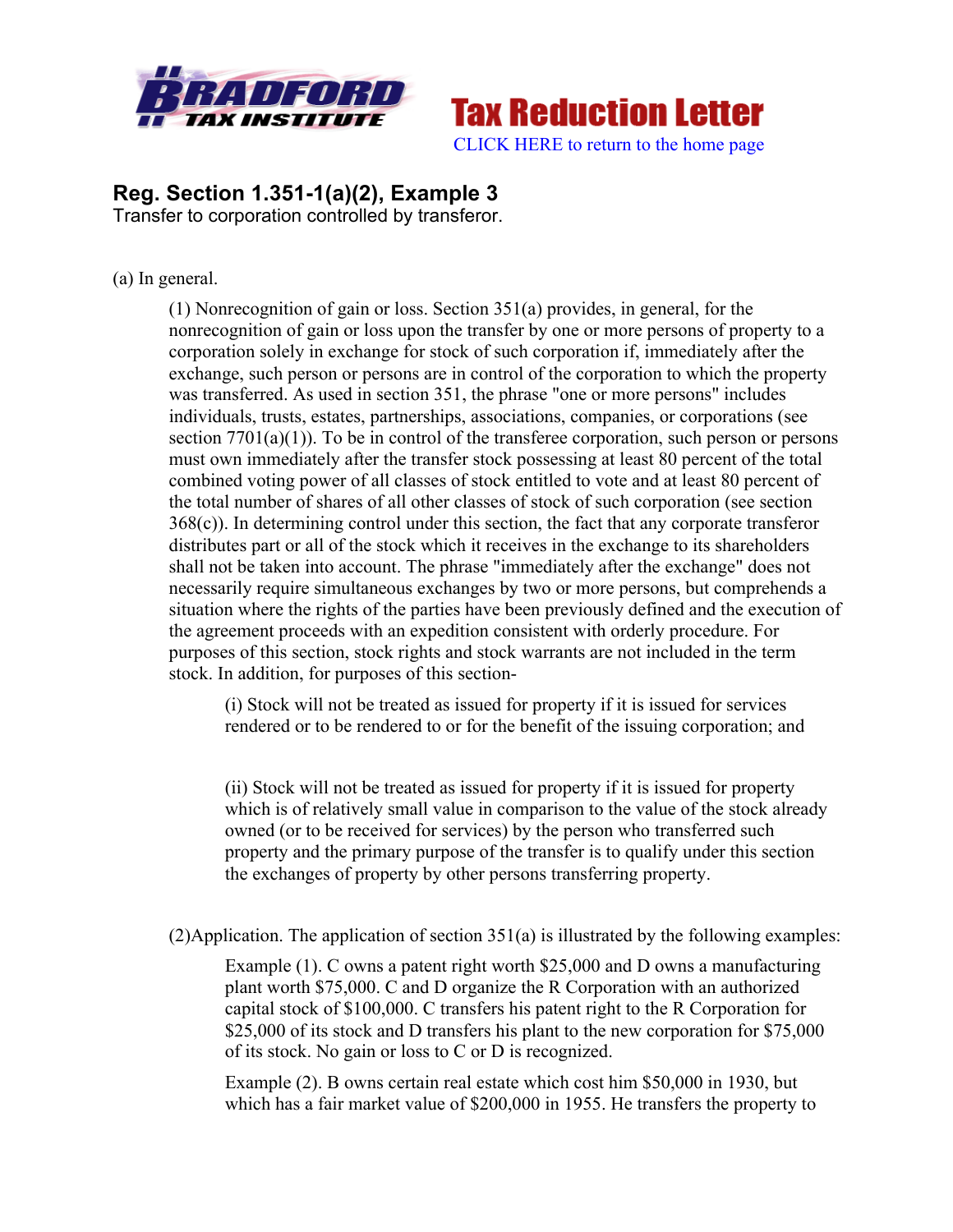Tax Reduction Letter

CLICK HERE to return to the home page

## Reg. Section 1.351-1(a)(2), Example 3

Transfer to corporation controlled by transferor.

(a) In general.

(1) Nonrecognition of gain or loss. Section 351(a) provides, in general, for the nonrecognition of gain or loss upon the transfer by one or more persons of property to a corporation solely in exchange for stock of such corporation if, immediately after the exchange, such person or persons are in control of the corporation to which the property was transferred. As used in section 351, the phrase "one or more persons" includes individuals, trusts, estates, partnerships, associations, companies, or corporations (see section 7701(a)(1)). To be in control of the transferee corporation, such person or persons must own immediately after the transfer stock possessing at least 80 percent of the total combined voting power of all classes of stock entitled to vote and at least 80 percent of the total number of shares of all other classes of stock of such corporation (see section 368(c)). In determining control under this section, the fact that any corporate transferor distributes part or all of the stock which it receives in the exchange to its shareholders shall not be taken into account. The phrase "immediately after the exchange" does not necessarily require simultaneous exchanges by two or more persons, but comprehends a situation where the rights of the parties have been previously defined and the execution of the agreement proceeds with an expedition consistent with orderly procedure. For purposes of this section, stock rights and stock warrants are not included in the term stock. In addition, for purposes of this section-

(i) Stock will not be treated as issued for property if it is issued for services rendered or to be rendered to or for the benefit of the issuing corporation; and

(ii) Stock will not be treated as issued for property if it is issued for property which is of relatively small value in comparison to the value of the stock already owned (or to be received for services) by the person who transferred such property and the primary purpose of the transfer is to qualify under this section the exchanges of property by other persons transferring property.

(2)Application. The application of section 351(a) is illustrated by the following examples:

Example (1). C owns a patent right worth $25,000 and D owns a manufacturing plant worth $75,000. C and D organize the R Corporation with an authorized capital stock of $100,000. C transfers his patent right to the R Corporation for $25,000 of its stock and D transfers his plant to the new corporation for $75,000 of its stock. No gain or loss to C or D is recognized.

Example (2). B owns certain real estate which cost him $50,000 in 1930, but which has a fair market value of $200,000 in 1955. He transfers the property to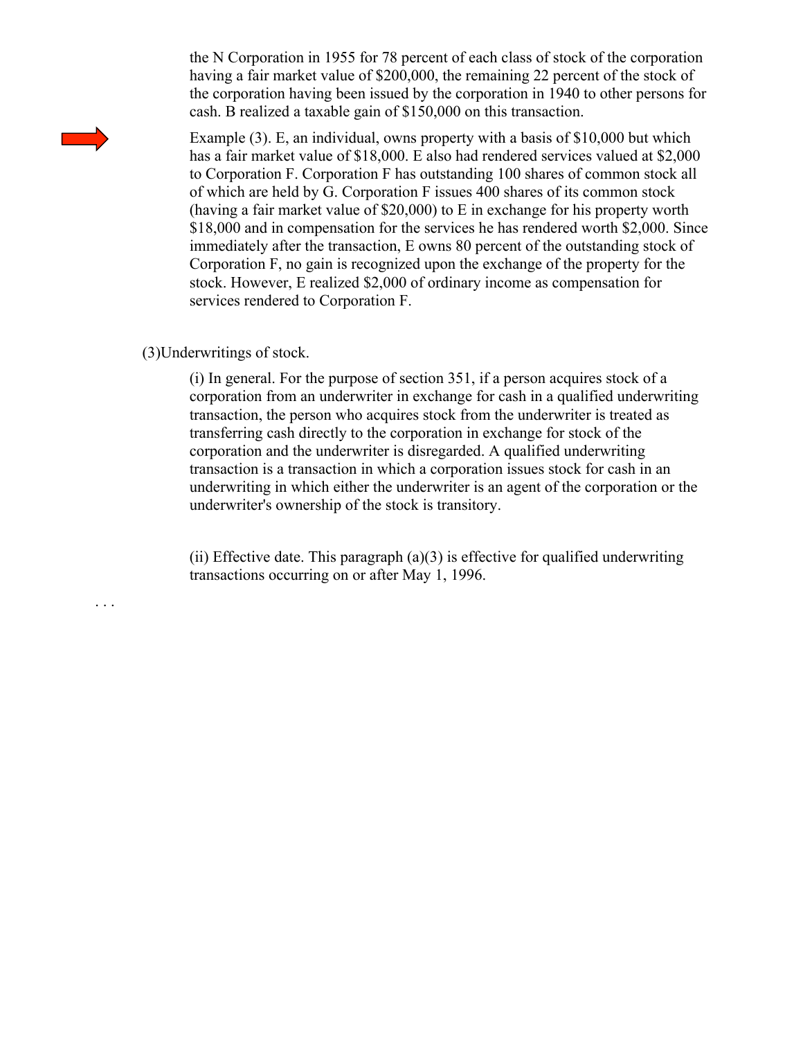the N Corporation in 1955 for 78 percent of each class of stock of the corporation having a fair market value of $200,000, the remaining 22 percent of the stock of the corporation having been issued by the corporation in 1940 to other persons for cash. B realized a taxable gain of $150,000 on this transaction.

Example (3). E, an individual, owns property with a basis of $10,000 but which has a fair market value of $18,000. E also had rendered services valued at $2,000 to Corporation F. Corporation F has outstanding 100 shares of common stock all of which are held by G. Corporation F issues 400 shares of its common stock (having a fair market value of $20,000) to E in exchange for his property worth $18,000 and in compensation for the services he has rendered worth $2,000. Since immediately after the transaction, E owns 80 percent of the outstanding stock of Corporation F, no gain is recognized upon the exchange of the property for the stock. However, E realized $2,000 of ordinary income as compensation for services rendered to Corporation F.

(3)Underwritings of stock.

(i) In general. For the purpose of section 351, if a person acquires stock of a corporation from an underwriter in exchange for cash in a qualified underwriting transaction, the person who acquires stock from the underwriter is treated as transferring cash directly to the corporation in exchange for stock of the corporation and the underwriter is disregarded. A qualified underwriting transaction is a transaction in which a corporation issues stock for cash in an underwriting in which either the underwriter is an agent of the corporation or the underwriter's ownership of the stock is transitory.

(ii) Effective date. This paragraph (a)(3) is effective for qualified underwriting transactions occurring on or after May 1, 1996.

. . .